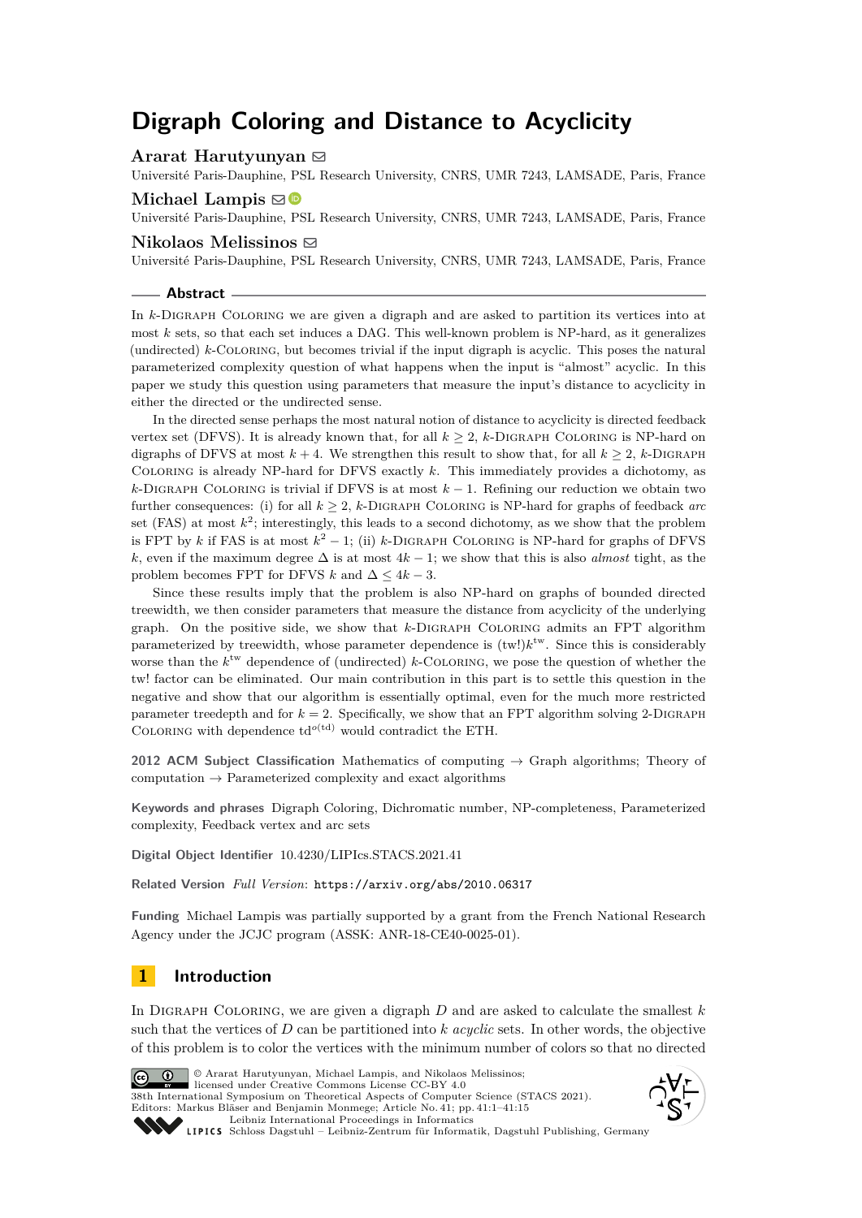# Digraph Coloring and Distance to Acyclicity

**Ararat Harutyunyan**

Université Paris-Dauphine, PSL Research University, CNRS, UMR 7243, LAMSADE, Paris, France

**Michael Lampis**

Université Paris-Dauphine, PSL Research University, CNRS, UMR 7243, LAMSADE, Paris, France

**Nikolaos Melissinos**

Université Paris-Dauphine, PSL Research University, CNRS, UMR 7243, LAMSADE, Paris, France

## Abstract

In $k$-Digraph Coloring we are given a digraph and are asked to partition its vertices into at most $k$ sets, so that each set induces a DAG. This well-known problem is NP-hard, as it generalizes (undirected) $k$-Coloring, but becomes trivial if the input digraph is acyclic. This poses the natural parameterized complexity question of what happens when the input is "almost" acyclic. In this paper we study this question using parameters that measure the input's distance to acyclicity in either the directed or the undirected sense.

In the directed sense perhaps the most natural notion of distance to acyclicity is directed feedback vertex set (DFVS). It is already known that, for all $k \geq 2$, $k$-Digraph Coloring is NP-hard on digraphs of DFVS at most $k+4$. We strengthen this result to show that, for all $k \geq 2$, $k$-Digraph Coloring is already NP-hard for DFVS exactly $k$. This immediately provides a dichotomy, as $k$-Digraph Coloring is trivial if DFVS is at most $k-1$. Refining our reduction we obtain two further consequences: (i) for all $k \geq 2$, $k$-Digraph Coloring is NP-hard for graphs of feedback *arc* set (FAS) at most $k^2$; interestingly, this leads to a second dichotomy, as we show that the problem is FPT by $k$ if FAS is at most $k^2 - 1$; (ii) $k$-Digraph Coloring is NP-hard for graphs of DFVS $k$, even if the maximum degree $\Delta$ is at most $4k-1$; we show that this is also *almost* tight, as the problem becomes FPT for DFVS $k$ and $\Delta \leq 4k-3$.

Since these results imply that the problem is also NP-hard on graphs of bounded directed treewidth, we then consider parameters that measure the distance from acyclicity of the underlying graph. On the positive side, we show that $k$-Digraph Coloring admits an FPT algorithm parameterized by treewidth, whose parameter dependence is $(\text{tw}!)k^{\text{tw}}$. Since this is considerably worse than the $k^{\text{tw}}$ dependence of (undirected) $k$-Coloring, we pose the question of whether the tw! factor can be eliminated. Our main contribution in this part is to settle this question in the negative and show that our algorithm is essentially optimal, even for the much more restricted parameter treedepth and for $k = 2$. Specifically, we show that an FPT algorithm solving 2-Digraph Coloring with dependence $\text{td}^{o(\text{td})}$ would contradict the ETH.

**2012 ACM Subject Classification** Mathematics of computing → Graph algorithms; Theory of computation → Parameterized complexity and exact algorithms

**Keywords and phrases** Digraph Coloring, Dichromatic number, NP-completeness, Parameterized complexity, Feedback vertex and arc sets

**Digital Object Identifier** 10.4230/LIPIcs.STACS.2021.41

**Related Version** *Full Version*: https://arxiv.org/abs/2010.06317

**Funding** Michael Lampis was partially supported by a grant from the French National Research Agency under the JCJC program (ASSK: ANR-18-CE40-0025-01).

## 1 Introduction

In Digraph Coloring, we are given a digraph $D$ and are asked to calculate the smallest $k$ such that the vertices of $D$ can be partitioned into $k$ *acyclic* sets. In other words, the objective of this problem is to color the vertices with the minimum number of colors so that no directed

© Ararat Harutyunyan, Michael Lampis, and Nikolaos Melissinos; licensed under Creative Commons License CC-BY 4.0

38th International Symposium on Theoretical Aspects of Computer Science (STACS 2021). Editors: Markus Bläser and Benjamin Monmege; Article No. 41; pp. 41:1–41:15

Leibniz International Proceedings in Informatics, Schloss Dagstuhl – Leibniz-Zentrum für Informatik, Dagstuhl Publishing, Germany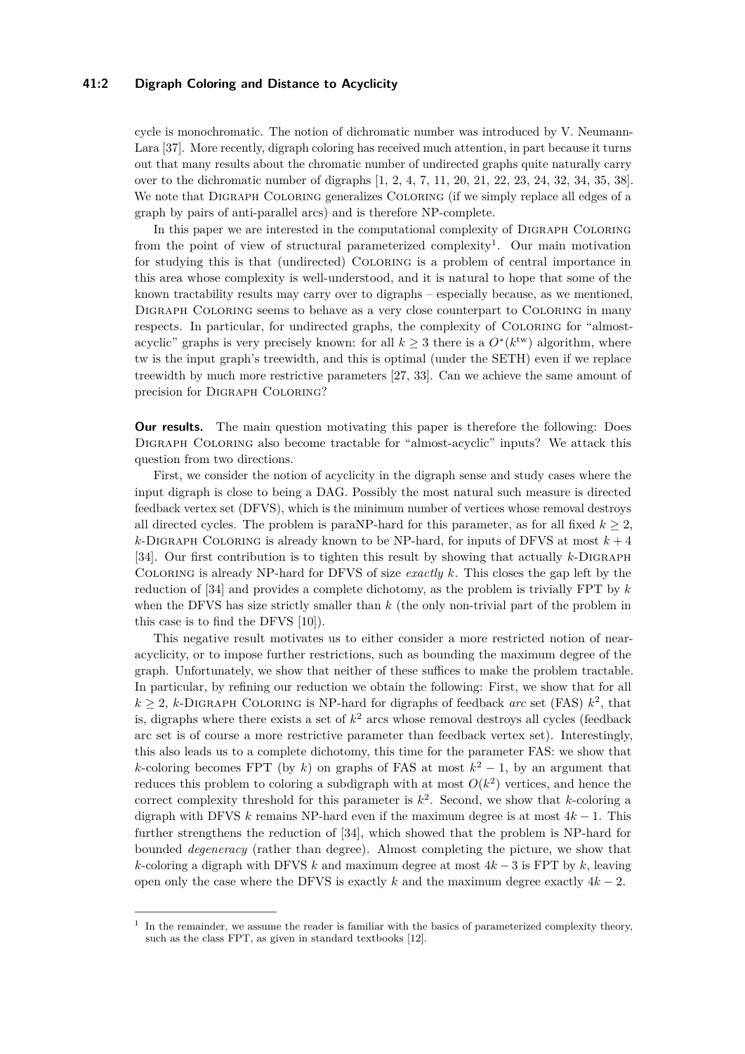cycle is monochromatic. The notion of dichromatic number was introduced by V. Neumann-Lara [37]. More recently, digraph coloring has received much attention, in part because it turns out that many results about the chromatic number of undirected graphs quite naturally carry over to the dichromatic number of digraphs [1, 2, 4, 7, 11, 20, 21, 22, 23, 24, 32, 34, 35, 38]. We note that Digraph Coloring generalizes Coloring (if we simply replace all edges of a graph by pairs of anti-parallel arcs) and is therefore NP-complete.

In this paper we are interested in the computational complexity of Digraph Coloring from the point of view of structural parameterized complexity[1]. Our main motivation for studying this is that (undirected) Coloring is a problem of central importance in this area whose complexity is well-understood, and it is natural to hope that some of the known tractability results may carry over to digraphs – especially because, as we mentioned, Digraph Coloring seems to behave as a very close counterpart to Coloring in many respects. In particular, for undirected graphs, the complexity of Coloring for "almost-acyclic" graphs is very precisely known: for all $k \geq 3$ there is a $O^*(k^{\text{tw}})$ algorithm, where tw is the input graph's treewidth, and this is optimal (under the SETH) even if we replace treewidth by much more restrictive parameters [27, 33]. Can we achieve the same amount of precision for Digraph Coloring?

**Our results.** The main question motivating this paper is therefore the following: Does Digraph Coloring also become tractable for "almost-acyclic" inputs? We attack this question from two directions.

First, we consider the notion of acyclicity in the digraph sense and study cases where the input digraph is close to being a DAG. Possibly the most natural such measure is directed feedback vertex set (DFVS), which is the minimum number of vertices whose removal destroys all directed cycles. The problem is paraNP-hard for this parameter, as for all fixed $k \geq 2$, $k$-Digraph Coloring is already known to be NP-hard, for inputs of DFVS at most $k+4$ [34]. Our first contribution is to tighten this result by showing that actually $k$-Digraph Coloring is already NP-hard for DFVS of size *exactly* $k$. This closes the gap left by the reduction of [34] and provides a complete dichotomy, as the problem is trivially FPT by $k$ when the DFVS has size strictly smaller than $k$ (the only non-trivial part of the problem in this case is to find the DFVS [10]).

This negative result motivates us to either consider a more restricted notion of near-acyclicity, or to impose further restrictions, such as bounding the maximum degree of the graph. Unfortunately, we show that neither of these suffices to make the problem tractable. In particular, by refining our reduction we obtain the following: First, we show that for all $k \geq 2$, $k$-Digraph Coloring is NP-hard for digraphs of feedback *arc* set (FAS) $k^2$, that is, digraphs where there exists a set of $k^2$ arcs whose removal destroys all cycles (feedback arc set is of course a more restrictive parameter than feedback vertex set). Interestingly, this also leads us to a complete dichotomy, this time for the parameter FAS: we show that $k$-coloring becomes FPT (by $k$) on graphs of FAS at most $k^2-1$, by an argument that reduces this problem to coloring a subdigraph with at most $O(k^2)$ vertices, and hence the correct complexity threshold for this parameter is $k^2$. Second, we show that $k$-coloring a digraph with DFVS $k$ remains NP-hard even if the maximum degree is at most $4k-1$. This further strengthens the reduction of [34], which showed that the problem is NP-hard for bounded *degeneracy* (rather than degree). Almost completing the picture, we show that $k$-coloring a digraph with DFVS $k$ and maximum degree at most $4k-3$ is FPT by $k$, leaving open only the case where the DFVS is exactly $k$ and the maximum degree exactly $4k-2$.

[1] In the remainder, we assume the reader is familiar with the basics of parameterized complexity theory, such as the class FPT, as given in standard textbooks [12].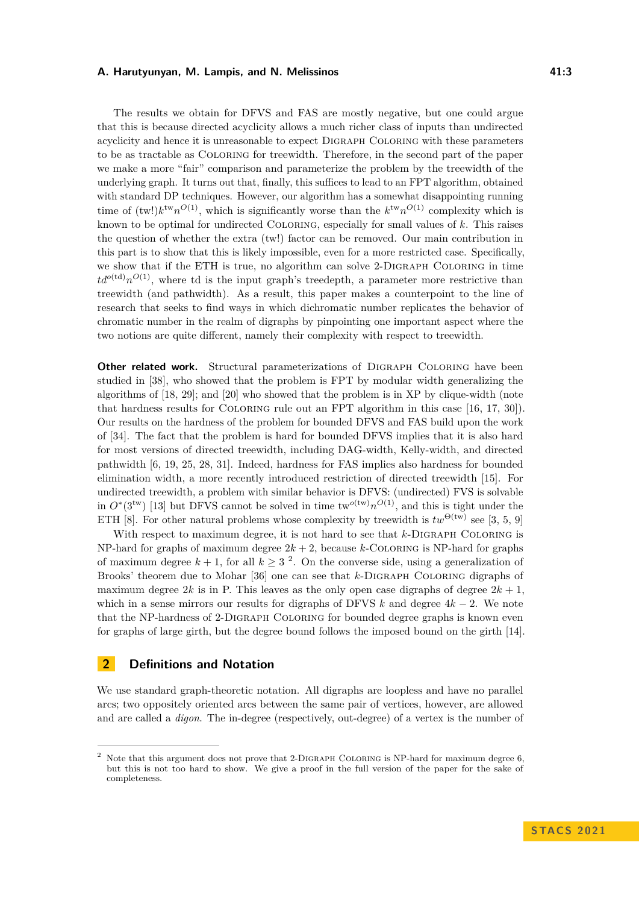The results we obtain for DFVS and FAS are mostly negative, but one could argue that this is because directed acyclicity allows a much richer class of inputs than undirected acyclicity and hence it is unreasonable to expect Digraph Coloring with these parameters to be as tractable as Coloring for treewidth. Therefore, in the second part of the paper we make a more "fair" comparison and parameterize the problem by the treewidth of the underlying graph. It turns out that, finally, this suffices to lead to an FPT algorithm, obtained with standard DP techniques. However, our algorithm has a somewhat disappointing running time of $(\text{tw}!)k^{\text{tw}}n^{O(1)}$, which is significantly worse than the $k^{\text{tw}}n^{O(1)}$ complexity which is known to be optimal for undirected Coloring, especially for small values of $k$. This raises the question of whether the extra (tw!) factor can be removed. Our main contribution in this part is to show that this is likely impossible, even for a more restricted case. Specifically, we show that if the ETH is true, no algorithm can solve 2-Digraph Coloring in time $td^{o(\text{td})}n^{O(1)}$, where td is the input graph's treedepth, a parameter more restrictive than treewidth (and pathwidth). As a result, this paper makes a counterpoint to the line of research that seeks to find ways in which dichromatic number replicates the behavior of chromatic number in the realm of digraphs by pinpointing one important aspect where the two notions are quite different, namely their complexity with respect to treewidth.

**Other related work.** Structural parameterizations of Digraph Coloring have been studied in [38], who showed that the problem is FPT by modular width generalizing the algorithms of [18, 29]; and [20] who showed that the problem is in XP by clique-width (note that hardness results for Coloring rule out an FPT algorithm in this case [16, 17, 30]). Our results on the hardness of the problem for bounded DFVS and FAS build upon the work of [34]. The fact that the problem is hard for bounded DFVS implies that it is also hard for most versions of directed treewidth, including DAG-width, Kelly-width, and directed pathwidth [6, 19, 25, 28, 31]. Indeed, hardness for FAS implies also hardness for bounded elimination width, a more recently introduced restriction of directed treewidth [15]. For undirected treewidth, a problem with similar behavior is DFVS: (undirected) FVS is solvable in $O^*(3^{\text{tw}})$ [13] but DFVS cannot be solved in time $\text{tw}^{o(\text{tw})}n^{O(1)}$, and this is tight under the ETH [8]. For other natural problems whose complexity by treewidth is $tw^{\Theta(\text{tw})}$ see [3, 5, 9]

With respect to maximum degree, it is not hard to see that $k$-Digraph Coloring is NP-hard for graphs of maximum degree $2k+2$, because $k$-Coloring is NP-hard for graphs of maximum degree $k+1$, for all $k \geq 3$ [2]. On the converse side, using a generalization of Brooks' theorem due to Mohar [36] one can see that $k$-Digraph Coloring digraphs of maximum degree $2k$ is in P. This leaves as the only open case digraphs of degree $2k+1$, which in a sense mirrors our results for digraphs of DFVS $k$ and degree $4k-2$. We note that the NP-hardness of 2-Digraph Coloring for bounded degree graphs is known even for graphs of large girth, but the degree bound follows the imposed bound on the girth [14].

## 2 Definitions and Notation

We use standard graph-theoretic notation. All digraphs are loopless and have no parallel arcs; two oppositely oriented arcs between the same pair of vertices, however, are allowed and are called a *digon*. The in-degree (respectively, out-degree) of a vertex is the number of

[2] Note that this argument does not prove that 2-Digraph Coloring is NP-hard for maximum degree 6, but this is not too hard to show. We give a proof in the full version of the paper for the sake of completeness.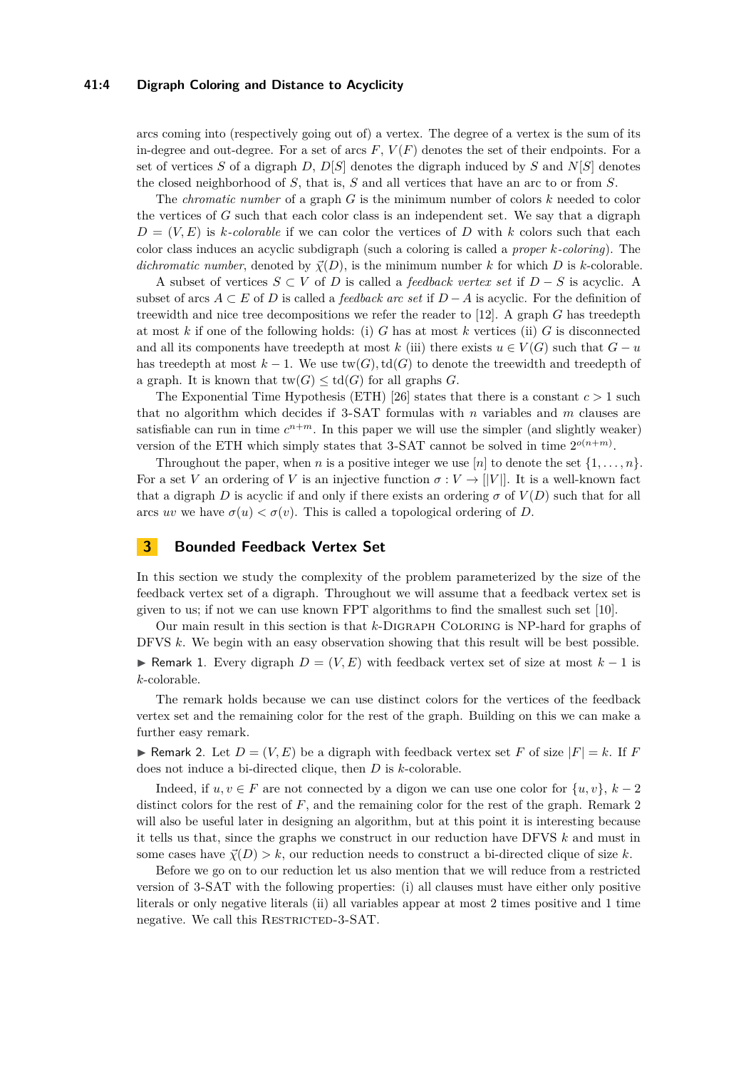arcs coming into (respectively going out of) a vertex. The degree of a vertex is the sum of its in-degree and out-degree. For a set of arcs $F$, $V(F)$ denotes the set of their endpoints. For a set of vertices $S$ of a digraph $D$, $D[S]$ denotes the digraph induced by $S$ and $N[S]$ denotes the closed neighborhood of $S$, that is, $S$ and all vertices that have an arc to or from $S$.

The *chromatic number* of a graph $G$ is the minimum number of colors $k$ needed to color the vertices of $G$ such that each color class is an independent set. We say that a digraph $D = (V, E)$ is *$k$-colorable* if we can color the vertices of $D$ with $k$ colors such that each color class induces an acyclic subdigraph (such a coloring is called a *proper $k$-coloring*). The *dichromatic number*, denoted by $\vec{\chi}(D)$, is the minimum number $k$ for which $D$ is $k$-colorable.

A subset of vertices $S \subset V$ of $D$ is called a *feedback vertex set* if $D - S$ is acyclic. A subset of arcs $A \subset E$ of $D$ is called a *feedback arc set* if $D - A$ is acyclic. For the definition of treewidth and nice tree decompositions we refer the reader to [12]. A graph $G$ has treedepth at most $k$ if one of the following holds: (i) $G$ has at most $k$ vertices (ii) $G$ is disconnected and all its components have treedepth at most $k$ (iii) there exists $u \in V(G)$ such that $G - u$ has treedepth at most $k - 1$. We use $\mathrm{tw}(G), \mathrm{td}(G)$ to denote the treewidth and treedepth of a graph. It is known that $\mathrm{tw}(G) \leq \mathrm{td}(G)$ for all graphs $G$.

The Exponential Time Hypothesis (ETH) [26] states that there is a constant $c > 1$ such that no algorithm which decides if 3-SAT formulas with $n$ variables and $m$ clauses are satisfiable can run in time $c^{n+m}$. In this paper we will use the simpler (and slightly weaker) version of the ETH which simply states that 3-SAT cannot be solved in time $2^{o(n+m)}$.

Throughout the paper, when $n$ is a positive integer we use $[n]$ to denote the set $\{1, \dots, n\}$. For a set $V$ an ordering of $V$ is an injective function $\sigma : V \to [|V|]$. It is a well-known fact that a digraph $D$ is acyclic if and only if there exists an ordering $\sigma$ of $V(D)$ such that for all arcs $uv$ we have $\sigma(u) < \sigma(v)$. This is called a topological ordering of $D$.

## 3 Bounded Feedback Vertex Set

In this section we study the complexity of the problem parameterized by the size of the feedback vertex set of a digraph. Throughout we will assume that a feedback vertex set is given to us; if not we can use known FPT algorithms to find the smallest such set [10].

Our main result in this section is that $k$-Digraph Coloring is NP-hard for graphs of DFVS $k$. We begin with an easy observation showing that this result will be best possible.

▶ Remark 1. Every digraph $D = (V, E)$ with feedback vertex set of size at most $k - 1$ is $k$-colorable.

The remark holds because we can use distinct colors for the vertices of the feedback vertex set and the remaining color for the rest of the graph. Building on this we can make a further easy remark.

▶ Remark 2. Let $D = (V, E)$ be a digraph with feedback vertex set $F$ of size $|F| = k$. If $F$ does not induce a bi-directed clique, then $D$ is $k$-colorable.

Indeed, if $u, v \in F$ are not connected by a digon we can use one color for $\{u, v\}$, $k - 2$ distinct colors for the rest of $F$, and the remaining color for the rest of the graph. Remark 2 will also be useful later in designing an algorithm, but at this point it is interesting because it tells us that, since the graphs we construct in our reduction have DFVS $k$ and must in some cases have $\vec{\chi}(D) > k$, our reduction needs to construct a bi-directed clique of size $k$.

Before we go on to our reduction let us also mention that we will reduce from a restricted version of 3-SAT with the following properties: (i) all clauses must have either only positive literals or only negative literals (ii) all variables appear at most 2 times positive and 1 time negative. We call this Restricted-3-SAT.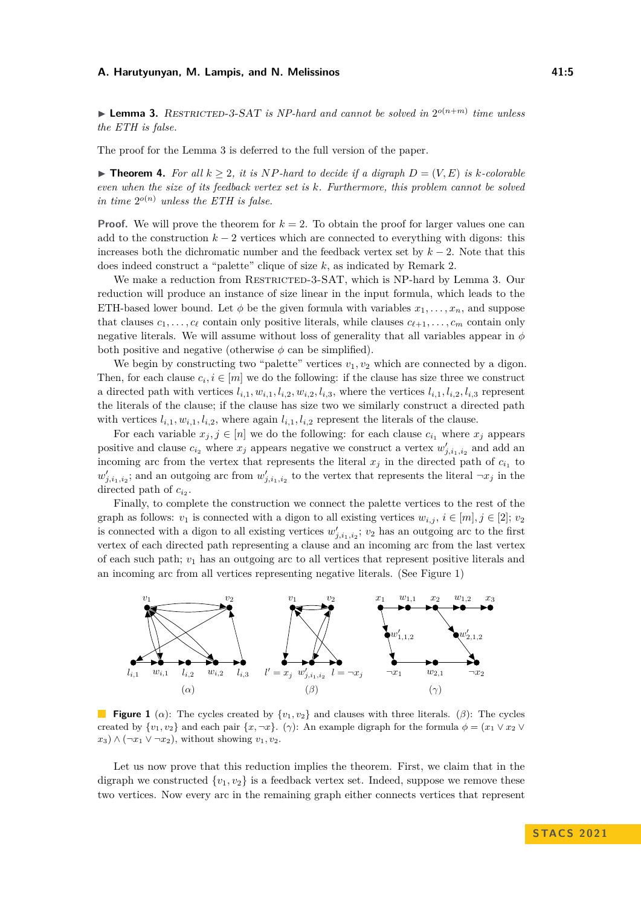▶ **Lemma 3.** *Restricted-3-SAT is NP-hard and cannot be solved in $2^{o(n+m)}$ time unless the ETH is false.*

The proof for the Lemma 3 is deferred to the full version of the paper.

▶ **Theorem 4.** *For all $k \geq 2$, it is NP-hard to decide if a digraph $D = (V, E)$ is $k$-colorable even when the size of its feedback vertex set is $k$. Furthermore, this problem cannot be solved in time $2^{o(n)}$ unless the ETH is false.*

**Proof.** We will prove the theorem for $k = 2$. To obtain the proof for larger values one can add to the construction $k - 2$ vertices which are connected to everything with digons: this increases both the dichromatic number and the feedback vertex set by $k - 2$. Note that this does indeed construct a "palette" clique of size $k$, as indicated by Remark 2.

We make a reduction from Restricted-3-SAT, which is NP-hard by Lemma 3. Our reduction will produce an instance of size linear in the input formula, which leads to the ETH-based lower bound. Let $\phi$ be the given formula with variables $x_1, \ldots, x_n$, and suppose that clauses $c_1, \ldots, c_\ell$ contain only positive literals, while clauses $c_{\ell+1}, \ldots, c_m$ contain only negative literals. We will assume without loss of generality that all variables appear in $\phi$ both positive and negative (otherwise $\phi$ can be simplified).

We begin by constructing two "palette" vertices $v_1, v_2$ which are connected by a digon. Then, for each clause $c_i, i \in [m]$ we do the following: if the clause has size three we construct a directed path with vertices $l_{i,1}, w_{i,1}, l_{i,2}, w_{i,2}, l_{i,3}$, where the vertices $l_{i,1}, l_{i,2}, l_{i,3}$ represent the literals of the clause; if the clause has size two we similarly construct a directed path with vertices $l_{i,1}, w_{i,1}, l_{i,2}$, where again $l_{i,1}, l_{i,2}$ represent the literals of the clause.

For each variable $x_j, j \in [n]$ we do the following: for each clause $c_{i_1}$ where $x_j$ appears positive and clause $c_{i_2}$ where $x_j$ appears negative we construct a vertex $w'_{j,i_1,i_2}$ and add an incoming arc from the vertex that represents the literal $x_j$ in the directed path of $c_{i_1}$ to $w'_{j,i_1,i_2}$; and an outgoing arc from $w'_{j,i_1,i_2}$ to the vertex that represents the literal $\neg x_j$ in the directed path of $c_{i_2}$.

Finally, to complete the construction we connect the palette vertices to the rest of the graph as follows: $v_1$ is connected with a digon to all existing vertices $w_{i,j}$, $i \in [m], j \in [2]$; $v_2$ is connected with a digon to all existing vertices $w'_{j,i_1,i_2}$; $v_2$ has an outgoing arc to the first vertex of each directed path representing a clause and an incoming arc from the last vertex of each such path; $v_1$ has an outgoing arc to all vertices that represent positive literals and an incoming arc from all vertices representing negative literals. (See Figure 1)

**Figure 1** ($\alpha$): The cycles created by $\{v_1, v_2\}$ and clauses with three literals. ($\beta$): The cycles created by $\{v_1, v_2\}$ and each pair $\{x, \neg x\}$. ($\gamma$): An example digraph for the formula $\phi = (x_1 \vee x_2 \vee x_3) \wedge (\neg x_1 \vee \neg x_2)$, without showing $v_1, v_2$.

Let us now prove that this reduction implies the theorem. First, we claim that in the digraph we constructed $\{v_1, v_2\}$ is a feedback vertex set. Indeed, suppose we remove these two vertices. Now every arc in the remaining graph either connects vertices that represent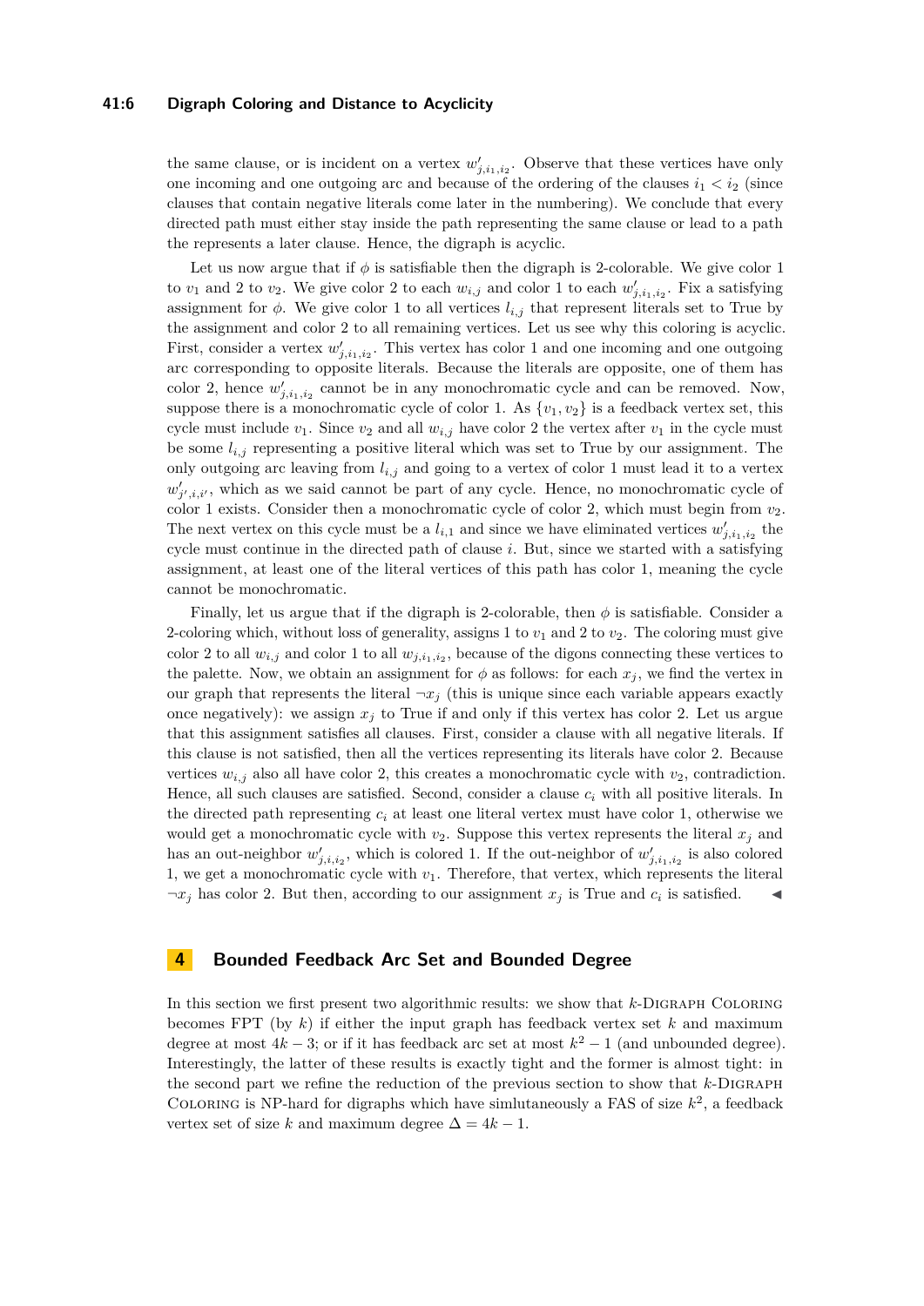the same clause, or is incident on a vertex $w'_{j,i_1,i_2}$. Observe that these vertices have only one incoming and one outgoing arc and because of the ordering of the clauses $i_1 < i_2$ (since clauses that contain negative literals come later in the numbering). We conclude that every directed path must either stay inside the path representing the same clause or lead to a path the represents a later clause. Hence, the digraph is acyclic.

Let us now argue that if $\phi$ is satisfiable then the digraph is 2-colorable. We give color 1 to $v_1$ and 2 to $v_2$. We give color 2 to each $w_{i,j}$ and color 1 to each $w'_{j,i_1,i_2}$. Fix a satisfying assignment for $\phi$. We give color 1 to all vertices $l_{i,j}$ that represent literals set to True by the assignment and color 2 to all remaining vertices. Let us see why this coloring is acyclic. First, consider a vertex $w'_{j,i_1,i_2}$. This vertex has color 1 and one incoming and one outgoing arc corresponding to opposite literals. Because the literals are opposite, one of them has color 2, hence $w'_{j,i_1,i_2}$ cannot be in any monochromatic cycle and can be removed. Now, suppose there is a monochromatic cycle of color 1. As $\{v_1, v_2\}$ is a feedback vertex set, this cycle must include $v_1$. Since $v_2$ and all $w_{i,j}$ have color 2 the vertex after $v_1$ in the cycle must be some $l_{i,j}$ representing a positive literal which was set to True by our assignment. The only outgoing arc leaving from $l_{i,j}$ and going to a vertex of color 1 must lead it to a vertex $w'_{j',i,i'}$, which as we said cannot be part of any cycle. Hence, no monochromatic cycle of color 1 exists. Consider then a monochromatic cycle of color 2, which must begin from $v_2$. The next vertex on this cycle must be a $l_{i,1}$ and since we have eliminated vertices $w'_{j,i_1,i_2}$ the cycle must continue in the directed path of clause $i$. But, since we started with a satisfying assignment, at least one of the literal vertices of this path has color 1, meaning the cycle cannot be monochromatic.

Finally, let us argue that if the digraph is 2-colorable, then $\phi$ is satisfiable. Consider a 2-coloring which, without loss of generality, assigns 1 to $v_1$ and 2 to $v_2$. The coloring must give color 2 to all $w_{i,j}$ and color 1 to all $w_{j,i_1,i_2}$, because of the digons connecting these vertices to the palette. Now, we obtain an assignment for $\phi$ as follows: for each $x_j$, we find the vertex in our graph that represents the literal $\neg x_j$ (this is unique since each variable appears exactly once negatively): we assign $x_j$ to True if and only if this vertex has color 2. Let us argue that this assignment satisfies all clauses. First, consider a clause with all negative literals. If this clause is not satisfied, then all the vertices representing its literals have color 2. Because vertices $w_{i,j}$ also all have color 2, this creates a monochromatic cycle with $v_2$, contradiction. Hence, all such clauses are satisfied. Second, consider a clause $c_i$ with all positive literals. In the directed path representing $c_i$ at least one literal vertex must have color 1, otherwise we would get a monochromatic cycle with $v_2$. Suppose this vertex represents the literal $x_j$ and has an out-neighbor $w'_{j,i,i_2}$, which is colored 1. If the out-neighbor of $w'_{j,i_1,i_2}$ is also colored 1, we get a monochromatic cycle with $v_1$. Therefore, that vertex, which represents the literal $\neg x_j$ has color 2. But then, according to our assignment $x_j$ is True and $c_i$ is satisfied. ◀

## 4 Bounded Feedback Arc Set and Bounded Degree

In this section we first present two algorithmic results: we show that $k$-Digraph Coloring becomes FPT (by $k$) if either the input graph has feedback vertex set $k$ and maximum degree at most $4k - 3$; or if it has feedback arc set at most $k^2 - 1$ (and unbounded degree). Interestingly, the latter of these results is exactly tight and the former is almost tight: in the second part we refine the reduction of the previous section to show that $k$-Digraph Coloring is NP-hard for digraphs which have simlutaneously a FAS of size $k^2$, a feedback vertex set of size $k$ and maximum degree $\Delta = 4k - 1$.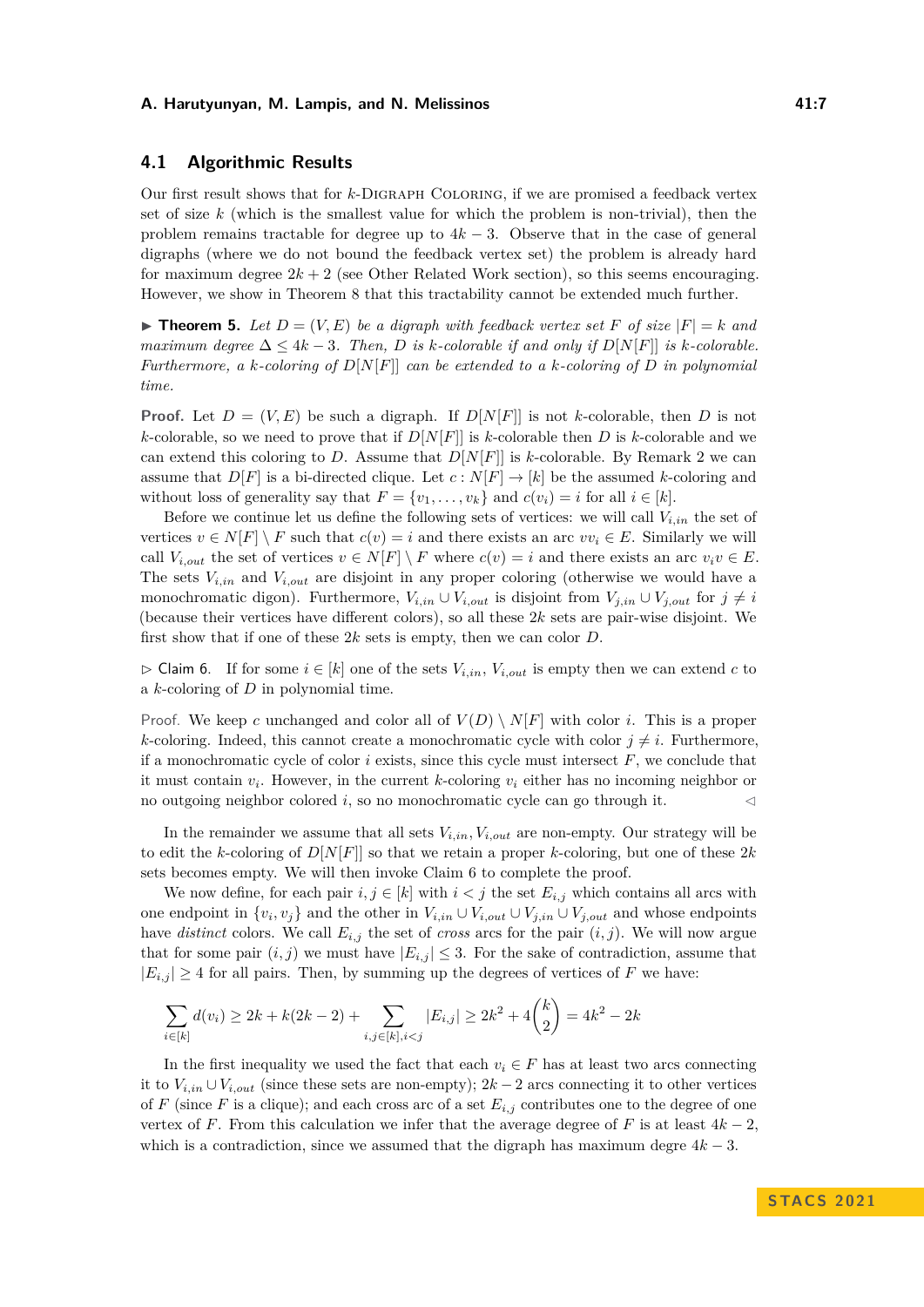### 4.1 Algorithmic Results

Our first result shows that for $k$-Digraph Coloring, if we are promised a feedback vertex set of size $k$ (which is the smallest value for which the problem is non-trivial), then the problem remains tractable for degree up to $4k-3$. Observe that in the case of general digraphs (where we do not bound the feedback vertex set) the problem is already hard for maximum degree $2k+2$ (see Other Related Work section), so this seems encouraging. However, we show in Theorem 8 that this tractability cannot be extended much further.

▶ **Theorem 5.** *Let $D=(V,E)$ be a digraph with feedback vertex set $F$ of size $|F|=k$ and maximum degree $\Delta \leq 4k-3$. Then, $D$ is $k$-colorable if and only if $D[N[F]]$ is $k$-colorable. Furthermore, a $k$-coloring of $D[N[F]]$ can be extended to a $k$-coloring of $D$ in polynomial time.*

**Proof.** Let $D=(V,E)$ be such a digraph. If $D[N[F]]$ is not $k$-colorable, then $D$ is not $k$-colorable, so we need to prove that if $D[N[F]]$ is $k$-colorable then $D$ is $k$-colorable and we can extend this coloring to $D$. Assume that $D[N[F]]$ is $k$-colorable. By Remark 2 we can assume that $D[F]$ is a bi-directed clique. Let $c: N[F] \to [k]$ be the assumed $k$-coloring and without loss of generality say that $F=\{v_1,\dots,v_k\}$ and $c(v_i)=i$ for all $i \in [k]$.

Before we continue let us define the following sets of vertices: we will call $V_{i,in}$ the set of vertices $v \in N[F] \setminus F$ such that $c(v)=i$ and there exists an arc $vv_i \in E$. Similarly we will call $V_{i,out}$ the set of vertices $v \in N[F] \setminus F$ where $c(v)=i$ and there exists an arc $v_iv \in E$. The sets $V_{i,in}$ and $V_{i,out}$ are disjoint in any proper coloring (otherwise we would have a monochromatic digon). Furthermore, $V_{i,in} \cup V_{i,out}$ is disjoint from $V_{j,in} \cup V_{j,out}$ for $j \neq i$ (because their vertices have different colors), so all these $2k$ sets are pair-wise disjoint. We first show that if one of these $2k$ sets is empty, then we can color $D$.

▷ Claim 6. If for some $i \in [k]$ one of the sets $V_{i,in}$, $V_{i,out}$ is empty then we can extend $c$ to a $k$-coloring of $D$ in polynomial time.

*Proof.* We keep $c$ unchanged and color all of $V(D) \setminus N[F]$ with color $i$. This is a proper $k$-coloring. Indeed, this cannot create a monochromatic cycle with color $j \neq i$. Furthermore, if a monochromatic cycle of color $i$ exists, since this cycle must intersect $F$, we conclude that it must contain $v_i$. However, in the current $k$-coloring $v_i$ either has no incoming neighbor or no outgoing neighbor colored $i$, so no monochromatic cycle can go through it. ◁

In the remainder we assume that all sets $V_{i,in}, V_{i,out}$ are non-empty. Our strategy will be to edit the $k$-coloring of $D[N[F]]$ so that we retain a proper $k$-coloring, but one of these $2k$ sets becomes empty. We will then invoke Claim 6 to complete the proof.

We now define, for each pair $i,j \in [k]$ with $i<j$ the set $E_{i,j}$ which contains all arcs with one endpoint in $\{v_i,v_j\}$ and the other in $V_{i,in} \cup V_{i,out} \cup V_{j,in} \cup V_{j,out}$ and whose endpoints have *distinct* colors. We call $E_{i,j}$ the set of *cross* arcs for the pair $(i,j)$. We will now argue that for some pair $(i,j)$ we must have $|E_{i,j}| \leq 3$. For the sake of contradiction, assume that $|E_{i,j}| \geq 4$ for all pairs. Then, by summing up the degrees of vertices of $F$ we have:

$$\sum_{i\in[k]} d(v_i) \geq 2k + k(2k-2) + \sum_{i,j\in[k],i<j} |E_{i,j}| \geq 2k^2 + 4\binom{k}{2} = 4k^2 - 2k$$

In the first inequality we used the fact that each $v_i \in F$ has at least two arcs connecting it to $V_{i,in} \cup V_{i,out}$ (since these sets are non-empty); $2k-2$ arcs connecting it to other vertices of $F$ (since $F$ is a clique); and each cross arc of a set $E_{i,j}$ contributes one to the degree of one vertex of $F$. From this calculation we infer that the average degree of $F$ is at least $4k-2$, which is a contradiction, since we assumed that the digraph has maximum degre $4k-3$.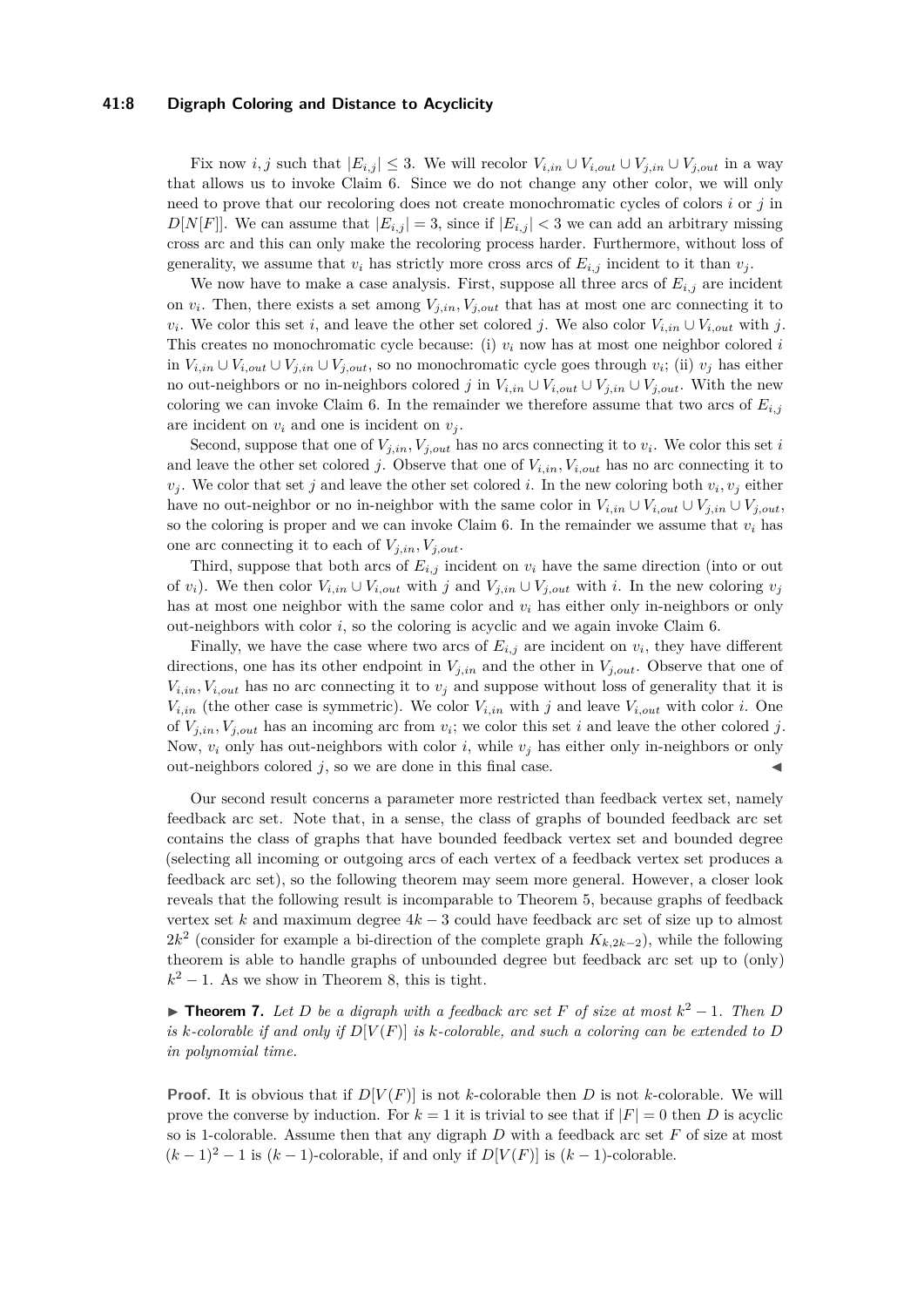Fix now $i, j$ such that $|E_{i,j}| \leq 3$. We will recolor $V_{i,in} \cup V_{i,out} \cup V_{j,in} \cup V_{j,out}$ in a way that allows us to invoke Claim 6. Since we do not change any other color, we will only need to prove that our recoloring does not create monochromatic cycles of colors $i$ or $j$ in $D[N[F]]$. We can assume that $|E_{i,j}| = 3$, since if $|E_{i,j}| < 3$ we can add an arbitrary missing cross arc and this can only make the recoloring process harder. Furthermore, without loss of generality, we assume that $v_i$ has strictly more cross arcs of $E_{i,j}$ incident to it than $v_j$.

We now have to make a case analysis. First, suppose all three arcs of $E_{i,j}$ are incident on $v_i$. Then, there exists a set among $V_{j,in}, V_{j,out}$ that has at most one arc connecting it to $v_i$. We color this set $i$, and leave the other set colored $j$. We also color $V_{i,in} \cup V_{i,out}$ with $j$. This creates no monochromatic cycle because: (i) $v_i$ now has at most one neighbor colored $i$ in $V_{i,in} \cup V_{i,out} \cup V_{j,in} \cup V_{j,out}$, so no monochromatic cycle goes through $v_i$; (ii) $v_j$ has either no out-neighbors or no in-neighbors colored $j$ in $V_{i,in} \cup V_{i,out} \cup V_{j,in} \cup V_{j,out}$. With the new coloring we can invoke Claim 6. In the remainder we therefore assume that two arcs of $E_{i,j}$ are incident on $v_i$ and one is incident on $v_j$.

Second, suppose that one of $V_{j,in}, V_{j,out}$ has no arcs connecting it to $v_i$. We color this set $i$ and leave the other set colored $j$. Observe that one of $V_{i,in}, V_{i,out}$ has no arc connecting it to $v_j$. We color that set $j$ and leave the other set colored $i$. In the new coloring both $v_i, v_j$ either have no out-neighbor or no in-neighbor with the same color in $V_{i,in} \cup V_{i,out} \cup V_{j,in} \cup V_{j,out}$, so the coloring is proper and we can invoke Claim 6. In the remainder we assume that $v_i$ has one arc connecting it to each of $V_{j,in}, V_{j,out}$.

Third, suppose that both arcs of $E_{i,j}$ incident on $v_i$ have the same direction (into or out of $v_i$). We then color $V_{i,in} \cup V_{i,out}$ with $j$ and $V_{j,in} \cup V_{j,out}$ with $i$. In the new coloring $v_j$ has at most one neighbor with the same color and $v_i$ has either only in-neighbors or only out-neighbors with color $i$, so the coloring is acyclic and we again invoke Claim 6.

Finally, we have the case where two arcs of $E_{i,j}$ are incident on $v_i$, they have different directions, one has its other endpoint in $V_{j,in}$ and the other in $V_{j,out}$. Observe that one of $V_{i,in}, V_{i,out}$ has no arc connecting it to $v_j$ and suppose without loss of generality that it is $V_{i,in}$ (the other case is symmetric). We color $V_{i,in}$ with $j$ and leave $V_{i,out}$ with color $i$. One of $V_{j,in}, V_{j,out}$ has an incoming arc from $v_i$; we color this set $i$ and leave the other colored $j$. Now, $v_i$ only has out-neighbors with color $i$, while $v_j$ has either only in-neighbors or only out-neighbors colored $j$, so we are done in this final case. ◀

Our second result concerns a parameter more restricted than feedback vertex set, namely feedback arc set. Note that, in a sense, the class of graphs of bounded feedback arc set contains the class of graphs that have bounded feedback vertex set and bounded degree (selecting all incoming or outgoing arcs of each vertex of a feedback vertex set produces a feedback arc set), so the following theorem may seem more general. However, a closer look reveals that the following result is incomparable to Theorem 5, because graphs of feedback vertex set $k$ and maximum degree $4k-3$ could have feedback arc set of size up to almost $2k^2$ (consider for example a bi-direction of the complete graph $K_{k,2k-2}$), while the following theorem is able to handle graphs of unbounded degree but feedback arc set up to (only) $k^2 - 1$. As we show in Theorem 8, this is tight.

▶ **Theorem 7.** *Let $D$ be a digraph with a feedback arc set $F$ of size at most $k^2 - 1$. Then $D$ is $k$-colorable if and only if $D[V(F)]$ is $k$-colorable, and such a coloring can be extended to $D$ in polynomial time.*

**Proof.** It is obvious that if $D[V(F)]$ is not $k$-colorable then $D$ is not $k$-colorable. We will prove the converse by induction. For $k = 1$ it is trivial to see that if $|F| = 0$ then $D$ is acyclic so is 1-colorable. Assume then that any digraph $D$ with a feedback arc set $F$ of size at most $(k-1)^2 - 1$ is $(k-1)$-colorable, if and only if $D[V(F)]$ is $(k-1)$-colorable.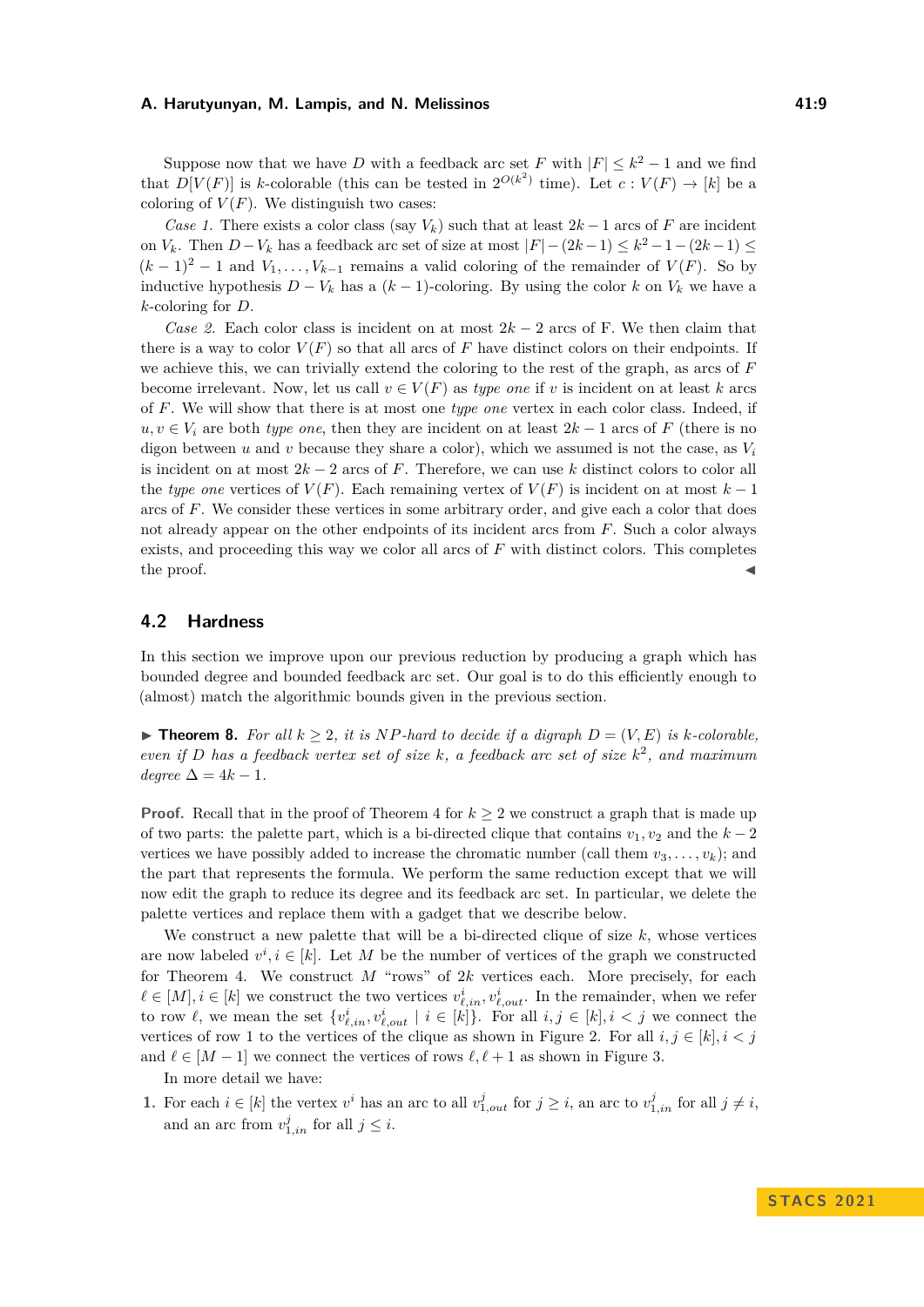Suppose now that we have $D$ with a feedback arc set $F$ with $|F| \leq k^2 - 1$ and we find that $D[V(F)]$ is $k$-colorable (this can be tested in $2^{O(k^2)}$ time). Let $c : V(F) \rightarrow [k]$ be a coloring of $V(F)$. We distinguish two cases:

*Case 1.* There exists a color class (say $V_k$) such that at least $2k - 1$ arcs of $F$ are incident on $V_k$. Then $D - V_k$ has a feedback arc set of size at most $|F| - (2k-1) \leq k^2 - 1 - (2k-1) \leq (k-1)^2 - 1$ and $V_1, \dots, V_{k-1}$ remains a valid coloring of the remainder of $V(F)$. So by inductive hypothesis $D - V_k$ has a $(k-1)$-coloring. By using the color $k$ on $V_k$ we have a $k$-coloring for $D$.

*Case 2.* Each color class is incident on at most $2k - 2$ arcs of F. We then claim that there is a way to color $V(F)$ so that all arcs of $F$ have distinct colors on their endpoints. If we achieve this, we can trivially extend the coloring to the rest of the graph, as arcs of $F$ become irrelevant. Now, let us call $v \in V(F)$ as *type one* if $v$ is incident on at least $k$ arcs of $F$. We will show that there is at most one *type one* vertex in each color class. Indeed, if $u, v \in V_i$ are both *type one*, then they are incident on at least $2k - 1$ arcs of $F$ (there is no digon between $u$ and $v$ because they share a color), which we assumed is not the case, as $V_i$ is incident on at most $2k - 2$ arcs of $F$. Therefore, we can use $k$ distinct colors to color all the *type one* vertices of $V(F)$. Each remaining vertex of $V(F)$ is incident on at most $k - 1$ arcs of $F$. We consider these vertices in some arbitrary order, and give each a color that does not already appear on the other endpoints of its incident arcs from $F$. Such a color always exists, and proceeding this way we color all arcs of $F$ with distinct colors. This completes the proof. ◀

## 4.2 Hardness

In this section we improve upon our previous reduction by producing a graph which has bounded degree and bounded feedback arc set. Our goal is to do this efficiently enough to (almost) match the algorithmic bounds given in the previous section.

▶ **Theorem 8.** *For all $k \geq 2$, it is NP-hard to decide if a digraph $D = (V, E)$ is $k$-colorable, even if $D$ has a feedback vertex set of size $k$, a feedback arc set of size $k^2$, and maximum degree $\Delta = 4k - 1$.*

**Proof.** Recall that in the proof of Theorem 4 for $k \geq 2$ we construct a graph that is made up of two parts: the palette part, which is a bi-directed clique that contains $v_1, v_2$ and the $k - 2$ vertices we have possibly added to increase the chromatic number (call them $v_3, \dots, v_k$); and the part that represents the formula. We perform the same reduction except that we will now edit the graph to reduce its degree and its feedback arc set. In particular, we delete the palette vertices and replace them with a gadget that we describe below.

We construct a new palette that will be a bi-directed clique of size $k$, whose vertices are now labeled $v^i, i \in [k]$. Let $M$ be the number of vertices of the graph we constructed for Theorem 4. We construct $M$ "rows" of $2k$ vertices each. More precisely, for each $\ell \in [M], i \in [k]$ we construct the two vertices $v^i_{\ell,in}, v^i_{\ell,out}$. In the remainder, when we refer to row $\ell$, we mean the set $\{v^i_{\ell,in}, v^i_{\ell,out} \mid i \in [k]\}$. For all $i, j \in [k], i < j$ we connect the vertices of row 1 to the vertices of the clique as shown in Figure 2. For all $i, j \in [k], i < j$ and $\ell \in [M - 1]$ we connect the vertices of rows $\ell, \ell + 1$ as shown in Figure 3.

In more detail we have:

1. For each $i \in [k]$ the vertex $v^i$ has an arc to all $v^j_{1,out}$ for $j \geq i$, an arc to $v^j_{1,in}$ for all $j \neq i$, and an arc from $v^j_{1,in}$ for all $j \leq i$.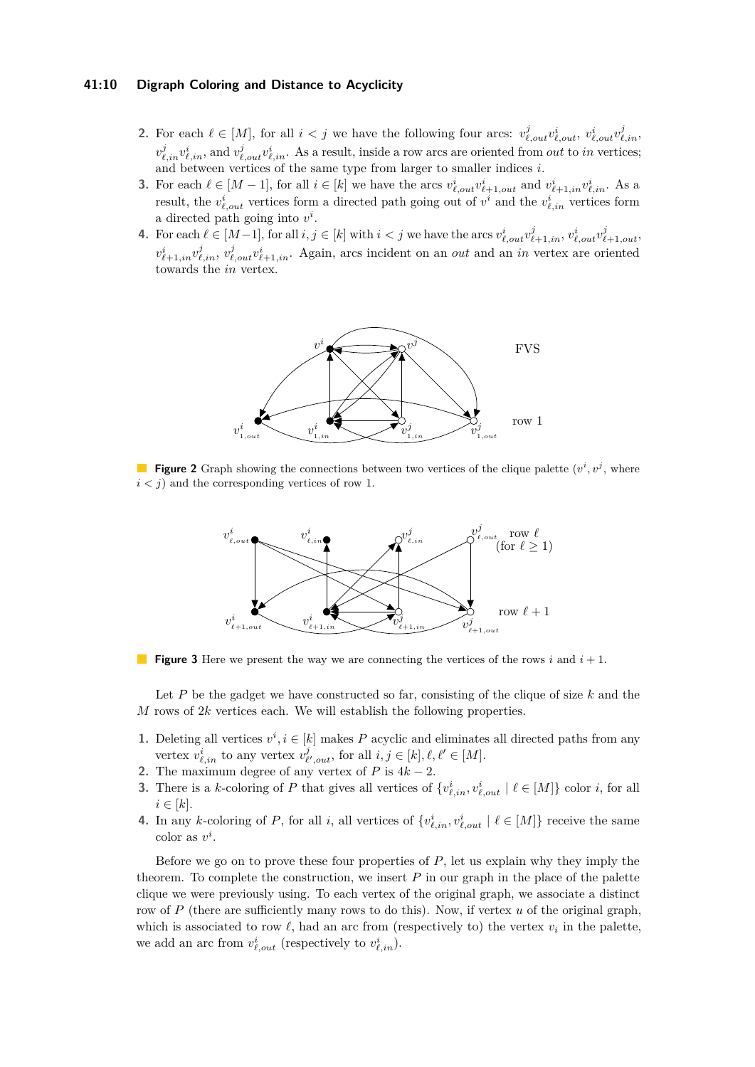2. For each $\ell \in [M]$, for all $i < j$ we have the following four arcs: $v^j_{\ell,out}v^i_{\ell,out}$, $v^i_{\ell,out}v^j_{\ell,in}$, $v^j_{\ell,in}v^i_{\ell,in}$, and $v^j_{\ell,out}v^i_{\ell,in}$. As a result, inside a row arcs are oriented from *out* to *in* vertices; and between vertices of the same type from larger to smaller indices $i$.
3. For each $\ell \in [M-1]$, for all $i \in [k]$ we have the arcs $v^i_{\ell,out}v^i_{\ell+1,out}$ and $v^i_{\ell+1,in}v^i_{\ell,in}$. As a result, the $v^i_{\ell,out}$ vertices form a directed path going out of $v^i$ and the $v^i_{\ell,in}$ vertices form a directed path going into $v^i$.
4. For each $\ell \in [M-1]$, for all $i, j \in [k]$ with $i < j$ we have the arcs $v^i_{\ell,out}v^j_{\ell+1,in}$, $v^i_{\ell,out}v^j_{\ell+1,out}$, $v^i_{\ell+1,in}v^j_{\ell,in}$, $v^j_{\ell,out}v^i_{\ell+1,in}$. Again, arcs incident on an *out* and an *in* vertex are oriented towards the *in* vertex.

**Figure 2** Graph showing the connections between two vertices of the clique palette ($v^i, v^j$, where $i < j$) and the corresponding vertices of row 1.

**Figure 3** Here we present the way we are connecting the vertices of the rows $i$ and $i + 1$.

Let $P$ be the gadget we have constructed so far, consisting of the clique of size $k$ and the $M$ rows of $2k$ vertices each. We will establish the following properties.

1. Deleting all vertices $v^i, i \in [k]$ makes $P$ acyclic and eliminates all directed paths from any vertex $v^i_{\ell,in}$ to any vertex $v^j_{\ell',out}$, for all $i, j \in [k], \ell, \ell' \in [M]$.
2. The maximum degree of any vertex of $P$ is $4k - 2$.
3. There is a $k$-coloring of $P$ that gives all vertices of $\{v^i_{\ell,in}, v^i_{\ell,out} \mid \ell \in [M]\}$ color $i$, for all $i \in [k]$.
4. In any $k$-coloring of $P$, for all $i$, all vertices of $\{v^i_{\ell,in}, v^i_{\ell,out} \mid \ell \in [M]\}$ receive the same color as $v^i$.

Before we go on to prove these four properties of $P$, let us explain why they imply the theorem. To complete the construction, we insert $P$ in our graph in the place of the palette clique we were previously using. To each vertex of the original graph, we associate a distinct row of $P$ (there are sufficiently many rows to do this). Now, if vertex $u$ of the original graph, which is associated to row $\ell$, had an arc from (respectively to) the vertex $v_i$ in the palette, we add an arc from $v^i_{\ell,out}$ (respectively to $v^i_{\ell,in}$).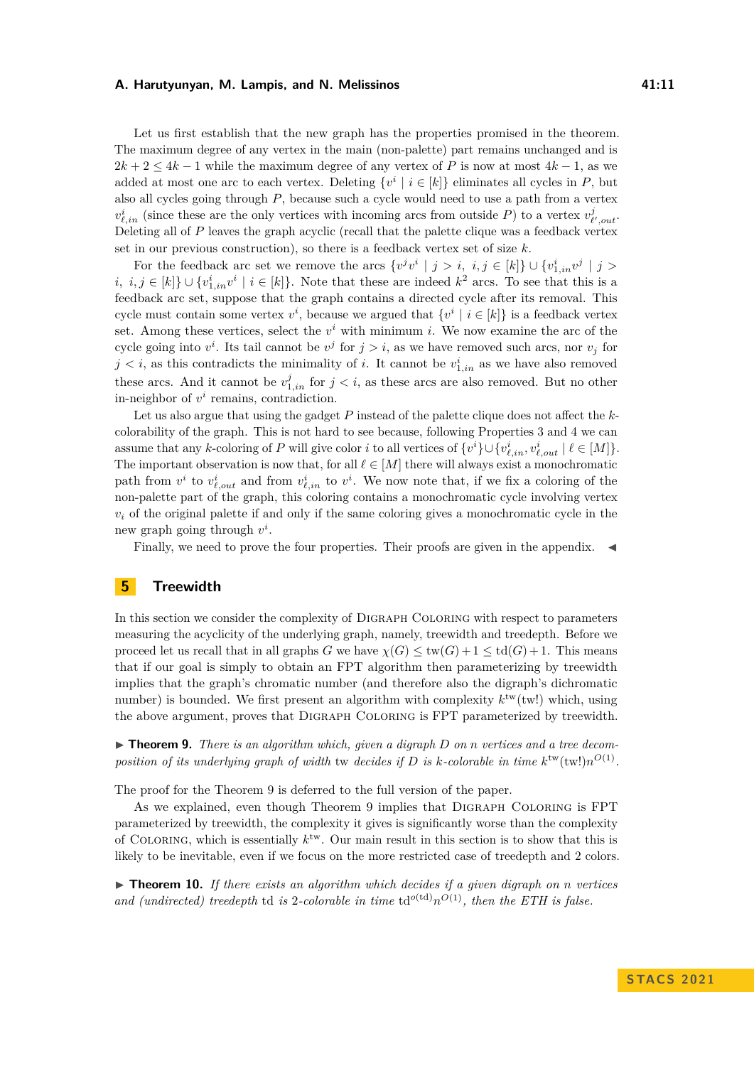Let us first establish that the new graph has the properties promised in the theorem. The maximum degree of any vertex in the main (non-palette) part remains unchanged and is $2k+2 \le 4k-1$ while the maximum degree of any vertex of $P$ is now at most $4k-1$, as we added at most one arc to each vertex. Deleting $\{v^i \mid i \in [k]\}$ eliminates all cycles in $P$, but also all cycles going through $P$, because such a cycle would need to use a path from a vertex $v^i_{\ell,in}$ (since these are the only vertices with incoming arcs from outside $P$) to a vertex $v^j_{\ell',out}$. Deleting all of $P$ leaves the graph acyclic (recall that the palette clique was a feedback vertex set in our previous construction), so there is a feedback vertex set of size $k$.

For the feedback arc set we remove the arcs $\{v^j v^i \mid j > i,\ i,j \in [k]\} \cup \{v^i_{1,in} v^j \mid j > i,\ i,j \in [k]\} \cup \{v^i_{1,in} v^i \mid i \in [k]\}$. Note that these are indeed $k^2$ arcs. To see that this is a feedback arc set, suppose that the graph contains a directed cycle after its removal. This cycle must contain some vertex $v^i$, because we argued that $\{v^i \mid i \in [k]\}$ is a feedback vertex set. Among these vertices, select the $v^i$ with minimum $i$. We now examine the arc of the cycle going into $v^i$. Its tail cannot be $v^j$ for $j > i$, as we have removed such arcs, nor $v_j$ for $j < i$, as this contradicts the minimality of $i$. It cannot be $v^i_{1,in}$ as we have also removed these arcs. And it cannot be $v^j_{1,in}$ for $j < i$, as these arcs are also removed. But no other in-neighbor of $v^i$ remains, contradiction.

Let us also argue that using the gadget $P$ instead of the palette clique does not affect the $k$-colorability of the graph. This is not hard to see because, following Properties 3 and 4 we can assume that any $k$-coloring of $P$ will give color $i$ to all vertices of $\{v^i\} \cup \{v^i_{\ell,in}, v^i_{\ell,out} \mid \ell \in [M]\}$. The important observation is now that, for all $\ell \in [M]$ there will always exist a monochromatic path from $v^i$ to $v^i_{\ell,out}$ and from $v^i_{\ell,in}$ to $v^i$. We now note that, if we fix a coloring of the non-palette part of the graph, this coloring contains a monochromatic cycle involving vertex $v_i$ of the original palette if and only if the same coloring gives a monochromatic cycle in the new graph going through $v^i$.

Finally, we need to prove the four properties. Their proofs are given in the appendix. ◀

## 5 Treewidth

In this section we consider the complexity of Digraph Coloring with respect to parameters measuring the acyclicity of the underlying graph, namely, treewidth and treedepth. Before we proceed let us recall that in all graphs $G$ we have $\chi(G) \le \text{tw}(G)+1 \le \text{td}(G)+1$. This means that if our goal is simply to obtain an FPT algorithm then parameterizing by treewidth implies that the graph's chromatic number (and therefore also the digraph's dichromatic number) is bounded. We first present an algorithm with complexity $k^{\text{tw}}(\text{tw}!)$ which, using the above argument, proves that Digraph Coloring is FPT parameterized by treewidth.

▶ **Theorem 9.** *There is an algorithm which, given a digraph $D$ on $n$ vertices and a tree decomposition of its underlying graph of width $\text{tw}$ decides if $D$ is $k$-colorable in time $k^{\text{tw}}(\text{tw}!)n^{O(1)}$.*

The proof for the Theorem 9 is deferred to the full version of the paper.

As we explained, even though Theorem 9 implies that Digraph Coloring is FPT parameterized by treewidth, the complexity it gives is significantly worse than the complexity of Coloring, which is essentially $k^{\text{tw}}$. Our main result in this section is to show that this is likely to be inevitable, even if we focus on the more restricted case of treedepth and 2 colors.

▶ **Theorem 10.** *If there exists an algorithm which decides if a given digraph on $n$ vertices and (undirected) treedepth $\text{td}$ is 2-colorable in time $\text{td}^{o(\text{td})}n^{O(1)}$, then the ETH is false.*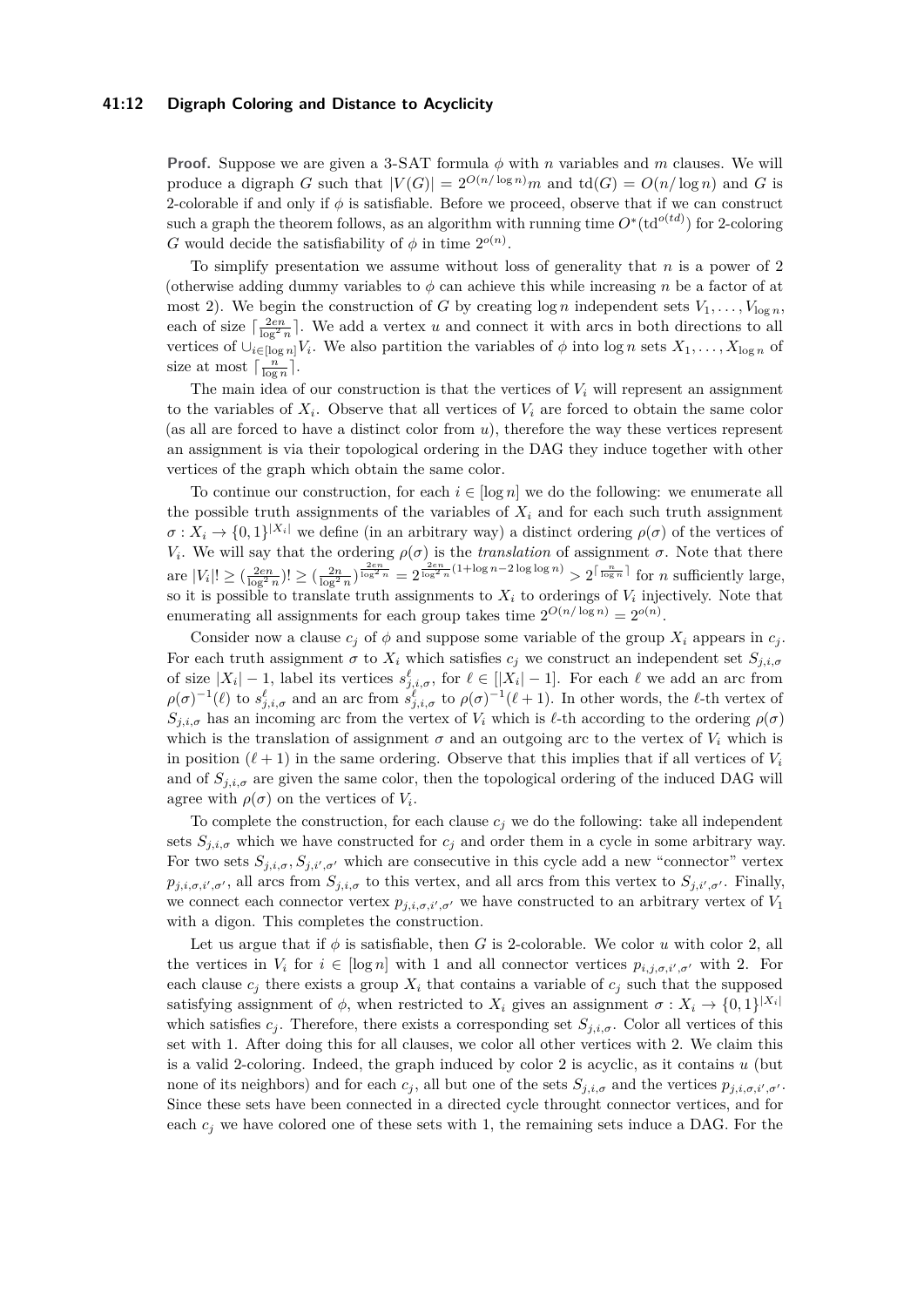**Proof.** Suppose we are given a 3-SAT formula $\phi$ with $n$ variables and $m$ clauses. We will produce a digraph $G$ such that $|V(G)| = 2^{O(n/\log n)}m$ and $\text{td}(G) = O(n/\log n)$ and $G$ is 2-colorable if and only if $\phi$ is satisfiable. Before we proceed, observe that if we can construct such a graph the theorem follows, as an algorithm with running time $O^*(\text{td}^{o(td)})$ for 2-coloring $G$ would decide the satisfiability of $\phi$ in time $2^{o(n)}$.

To simplify presentation we assume without loss of generality that $n$ is a power of 2 (otherwise adding dummy variables to $\phi$ can achieve this while increasing $n$ be a factor of at most 2). We begin the construction of $G$ by creating $\log n$ independent sets $V_1, \ldots, V_{\log n}$, each of size $\lceil \frac{2en}{\log^2 n} \rceil$. We add a vertex $u$ and connect it with arcs in both directions to all vertices of $\cup_{i \in [\log n]} V_i$. We also partition the variables of $\phi$ into $\log n$ sets $X_1, \ldots, X_{\log n}$ of size at most $\lceil \frac{n}{\log n} \rceil$.

The main idea of our construction is that the vertices of $V_i$ will represent an assignment to the variables of $X_i$. Observe that all vertices of $V_i$ are forced to obtain the same color (as all are forced to have a distinct color from $u$), therefore the way these vertices represent an assignment is via their topological ordering in the DAG they induce together with other vertices of the graph which obtain the same color.

To continue our construction, for each $i \in [\log n]$ we do the following: we enumerate all the possible truth assignments of the variables of $X_i$ and for each such truth assignment $\sigma : X_i \to \{0,1\}^{|X_i|}$ we define (in an arbitrary way) a distinct ordering $\rho(\sigma)$ of the vertices of $V_i$. We will say that the ordering $\rho(\sigma)$ is the *translation* of assignment $\sigma$. Note that there are $|V_i|! \geq (\frac{2en}{\log^2 n})! \geq (\frac{2n}{\log^2 n})^{\frac{2en}{\log^2 n}} = 2^{\frac{2en}{\log^2 n}(1+\log n - 2\log\log n)} > 2^{\lceil \frac{n}{\log n} \rceil}$ for $n$ sufficiently large, so it is possible to translate truth assignments to $X_i$ to orderings of $V_i$ injectively. Note that enumerating all assignments for each group takes time $2^{O(n/\log n)} = 2^{o(n)}$.

Consider now a clause $c_j$ of $\phi$ and suppose some variable of the group $X_i$ appears in $c_j$. For each truth assignment $\sigma$ to $X_i$ which satisfies $c_j$ we construct an independent set $S_{j,i,\sigma}$ of size $|X_i| - 1$, label its vertices $s^{\ell}_{j,i,\sigma}$, for $\ell \in [|X_i| - 1]$. For each $\ell$ we add an arc from $\rho(\sigma)^{-1}(\ell)$ to $s^{\ell}_{j,i,\sigma}$ and an arc from $s^{\ell}_{j,i,\sigma}$ to $\rho(\sigma)^{-1}(\ell + 1)$. In other words, the $\ell$-th vertex of $S_{j,i,\sigma}$ has an incoming arc from the vertex of $V_i$ which is $\ell$-th according to the ordering $\rho(\sigma)$ which is the translation of assignment $\sigma$ and an outgoing arc to the vertex of $V_i$ which is in position $(\ell + 1)$ in the same ordering. Observe that this implies that if all vertices of $V_i$ and of $S_{j,i,\sigma}$ are given the same color, then the topological ordering of the induced DAG will agree with $\rho(\sigma)$ on the vertices of $V_i$.

To complete the construction, for each clause $c_j$ we do the following: take all independent sets $S_{j,i,\sigma}$ which we have constructed for $c_j$ and order them in a cycle in some arbitrary way. For two sets $S_{j,i,\sigma}, S_{j,i',\sigma'}$ which are consecutive in this cycle add a new "connector" vertex $p_{j,i,\sigma,i',\sigma'}$, all arcs from $S_{j,i,\sigma}$ to this vertex, and all arcs from this vertex to $S_{j,i',\sigma'}$. Finally, we connect each connector vertex $p_{j,i,\sigma,i',\sigma'}$ we have constructed to an arbitrary vertex of $V_1$ with a digon. This completes the construction.

Let us argue that if $\phi$ is satisfiable, then $G$ is 2-colorable. We color $u$ with color 2, all the vertices in $V_i$ for $i \in [\log n]$ with 1 and all connector vertices $p_{i,j,\sigma,i',\sigma'}$ with 2. For each clause $c_j$ there exists a group $X_i$ that contains a variable of $c_j$ such that the supposed satisfying assignment of $\phi$, when restricted to $X_i$ gives an assignment $\sigma : X_i \to \{0,1\}^{|X_i|}$ which satisfies $c_j$. Therefore, there exists a corresponding set $S_{j,i,\sigma}$. Color all vertices of this set with 1. After doing this for all clauses, we color all other vertices with 2. We claim this is a valid 2-coloring. Indeed, the graph induced by color 2 is acyclic, as it contains $u$ (but none of its neighbors) and for each $c_j$, all but one of the sets $S_{j,i,\sigma}$ and the vertices $p_{j,i,\sigma,i',\sigma'}$. Since these sets have been connected in a directed cycle throught connector vertices, and for each $c_j$ we have colored one of these sets with 1, the remaining sets induce a DAG. For the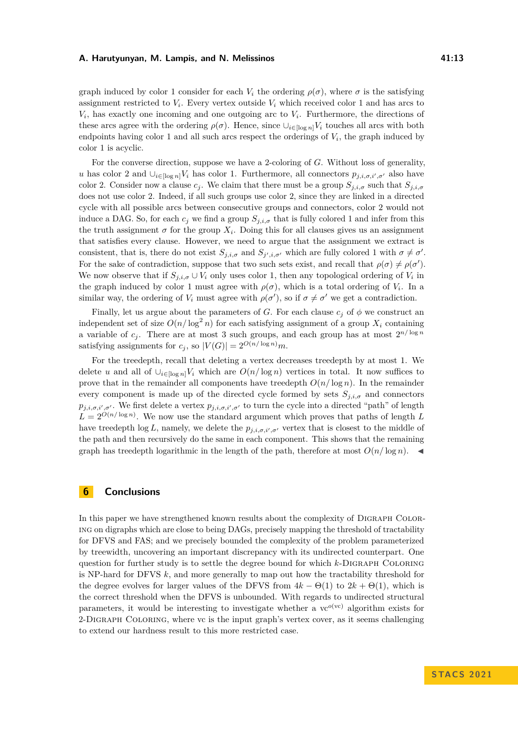graph induced by color 1 consider for each $V_i$ the ordering $\rho(\sigma)$, where $\sigma$ is the satisfying assignment restricted to $V_i$. Every vertex outside $V_i$ which received color 1 and has arcs to $V_i$, has exactly one incoming and one outgoing arc to $V_i$. Furthermore, the directions of these arcs agree with the ordering $\rho(\sigma)$. Hence, since $\cup_{i\in[\log n]}V_i$ touches all arcs with both endpoints having color 1 and all such arcs respect the orderings of $V_i$, the graph induced by color 1 is acyclic.

For the converse direction, suppose we have a 2-coloring of $G$. Without loss of generality, $u$ has color 2 and $\cup_{i\in[\log n]}V_i$ has color 1. Furthermore, all connectors $p_{j,i,\sigma,i',\sigma'}$ also have color 2. Consider now a clause $c_j$. We claim that there must be a group $S_{j,i,\sigma}$ such that $S_{j,i,\sigma}$ does not use color 2. Indeed, if all such groups use color 2, since they are linked in a directed cycle with all possible arcs between consecutive groups and connectors, color 2 would not induce a DAG. So, for each $c_j$ we find a group $S_{j,i,\sigma}$ that is fully colored 1 and infer from this the truth assignment $\sigma$ for the group $X_i$. Doing this for all clauses gives us an assignment that satisfies every clause. However, we need to argue that the assignment we extract is consistent, that is, there do not exist $S_{j,i,\sigma}$ and $S_{j',i,\sigma'}$ which are fully colored 1 with $\sigma \neq \sigma'$. For the sake of contradiction, suppose that two such sets exist, and recall that $\rho(\sigma) \neq \rho(\sigma')$. We now observe that if $S_{j,i,\sigma} \cup V_i$ only uses color 1, then any topological ordering of $V_i$ in the graph induced by color 1 must agree with $\rho(\sigma)$, which is a total ordering of $V_i$. In a similar way, the ordering of $V_i$ must agree with $\rho(\sigma')$, so if $\sigma \neq \sigma'$ we get a contradiction.

Finally, let us argue about the parameters of $G$. For each clause $c_j$ of $\phi$ we construct an independent set of size $O(n/\log^2 n)$ for each satisfying assignment of a group $X_i$ containing a variable of $c_j$. There are at most 3 such groups, and each group has at most $2^{n/\log n}$ satisfying assignments for $c_j$, so $|V(G)| = 2^{O(n/\log n)}m$.

For the treedepth, recall that deleting a vertex decreases treedepth by at most 1. We delete $u$ and all of $\cup_{i\in[\log n]}V_i$ which are $O(n/\log n)$ vertices in total. It now suffices to prove that in the remainder all components have treedepth $O(n/\log n)$. In the remainder every component is made up of the directed cycle formed by sets $S_{j,i,\sigma}$ and connectors $p_{j,i,\sigma,i',\sigma'}$. We first delete a vertex $p_{j,i,\sigma,i',\sigma'}$ to turn the cycle into a directed "path" of length $L = 2^{O(n/\log n)}$. We now use the standard argument which proves that paths of length $L$ have treedepth $\log L$, namely, we delete the $p_{j,i,\sigma,i',\sigma'}$ vertex that is closest to the middle of the path and then recursively do the same in each component. This shows that the remaining graph has treedepth logarithmic in the length of the path, therefore at most $O(n/\log n)$. ◀

## 6 Conclusions

In this paper we have strengthened known results about the complexity of Digraph Coloring on digraphs which are close to being DAGs, precisely mapping the threshold of tractability for DFVS and FAS; and we precisely bounded the complexity of the problem parameterized by treewidth, uncovering an important discrepancy with its undirected counterpart. One question for further study is to settle the degree bound for which $k$-Digraph Coloring is NP-hard for DFVS $k$, and more generally to map out how the tractability threshold for the degree evolves for larger values of the DFVS from $4k - \Theta(1)$ to $2k + \Theta(1)$, which is the correct threshold when the DFVS is unbounded. With regards to undirected structural parameters, it would be interesting to investigate whether a $\text{vc}^{o(\text{vc})}$ algorithm exists for 2-Digraph Coloring, where vc is the input graph's vertex cover, as it seems challenging to extend our hardness result to this more restricted case.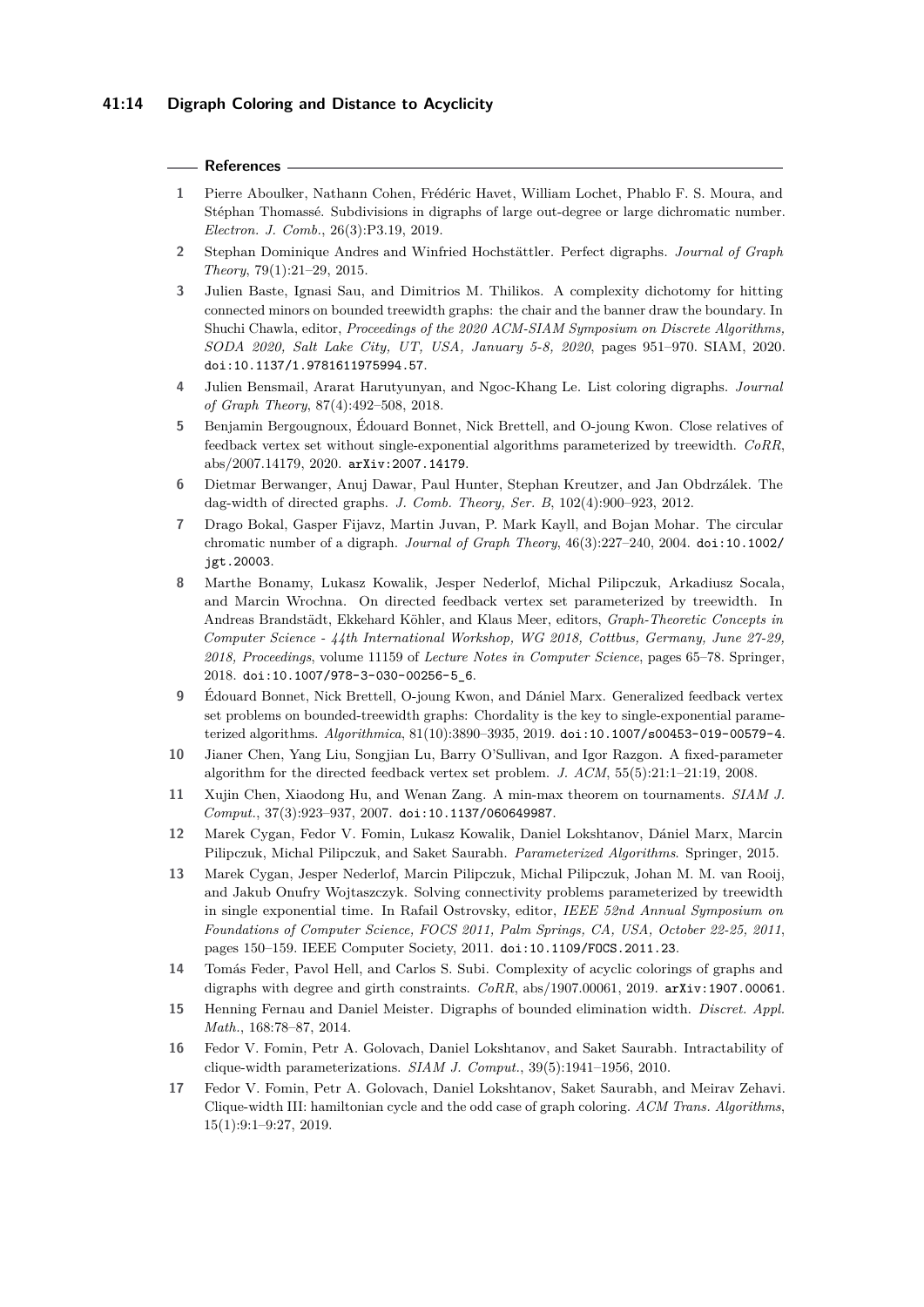## References

1. Pierre Aboulker, Nathann Cohen, Frédéric Havet, William Lochet, Phablo F. S. Moura, and Stéphan Thomassé. Subdivisions in digraphs of large out-degree or large dichromatic number. *Electron. J. Comb.*, 26(3):P3.19, 2019.
2. Stephan Dominique Andres and Winfried Hochstättler. Perfect digraphs. *Journal of Graph Theory*, 79(1):21–29, 2015.
3. Julien Baste, Ignasi Sau, and Dimitrios M. Thilikos. A complexity dichotomy for hitting connected minors on bounded treewidth graphs: the chair and the banner draw the boundary. In Shuchi Chawla, editor, *Proceedings of the 2020 ACM-SIAM Symposium on Discrete Algorithms, SODA 2020, Salt Lake City, UT, USA, January 5-8, 2020*, pages 951–970. SIAM, 2020. doi:10.1137/1.9781611975994.57.
4. Julien Bensmail, Ararat Harutyunyan, and Ngoc-Khang Le. List coloring digraphs. *Journal of Graph Theory*, 87(4):492–508, 2018.
5. Benjamin Bergougnoux, Édouard Bonnet, Nick Brettell, and O-joung Kwon. Close relatives of feedback vertex set without single-exponential algorithms parameterized by treewidth. *CoRR*, abs/2007.14179, 2020. arXiv:2007.14179.
6. Dietmar Berwanger, Anuj Dawar, Paul Hunter, Stephan Kreutzer, and Jan Obdrzálek. The dag-width of directed graphs. *J. Comb. Theory, Ser. B*, 102(4):900–923, 2012.
7. Drago Bokal, Gasper Fijavz, Martin Juvan, P. Mark Kayll, and Bojan Mohar. The circular chromatic number of a digraph. *Journal of Graph Theory*, 46(3):227–240, 2004. doi:10.1002/jgt.20003.
8. Marthe Bonamy, Lukasz Kowalik, Jesper Nederlof, Michal Pilipczuk, Arkadiusz Socala, and Marcin Wrochna. On directed feedback vertex set parameterized by treewidth. In Andreas Brandstädt, Ekkehard Köhler, and Klaus Meer, editors, *Graph-Theoretic Concepts in Computer Science - 44th International Workshop, WG 2018, Cottbus, Germany, June 27-29, 2018, Proceedings*, volume 11159 of *Lecture Notes in Computer Science*, pages 65–78. Springer, 2018. doi:10.1007/978-3-030-00256-5_6.
9. Édouard Bonnet, Nick Brettell, O-joung Kwon, and Dániel Marx. Generalized feedback vertex set problems on bounded-treewidth graphs: Chordality is the key to single-exponential parameterized algorithms. *Algorithmica*, 81(10):3890–3935, 2019. doi:10.1007/s00453-019-00579-4.
10. Jianer Chen, Yang Liu, Songjian Lu, Barry O'Sullivan, and Igor Razgon. A fixed-parameter algorithm for the directed feedback vertex set problem. *J. ACM*, 55(5):21:1–21:19, 2008.
11. Xujin Chen, Xiaodong Hu, and Wenan Zang. A min-max theorem on tournaments. *SIAM J. Comput.*, 37(3):923–937, 2007. doi:10.1137/060649987.
12. Marek Cygan, Fedor V. Fomin, Lukasz Kowalik, Daniel Lokshtanov, Dániel Marx, Marcin Pilipczuk, Michal Pilipczuk, and Saket Saurabh. *Parameterized Algorithms*. Springer, 2015.
13. Marek Cygan, Jesper Nederlof, Marcin Pilipczuk, Michal Pilipczuk, Johan M. M. van Rooij, and Jakub Onufry Wojtaszczyk. Solving connectivity problems parameterized by treewidth in single exponential time. In Rafail Ostrovsky, editor, *IEEE 52nd Annual Symposium on Foundations of Computer Science, FOCS 2011, Palm Springs, CA, USA, October 22-25, 2011*, pages 150–159. IEEE Computer Society, 2011. doi:10.1109/FOCS.2011.23.
14. Tomás Feder, Pavol Hell, and Carlos S. Subi. Complexity of acyclic colorings of graphs and digraphs with degree and girth constraints. *CoRR*, abs/1907.00061, 2019. arXiv:1907.00061.
15. Henning Fernau and Daniel Meister. Digraphs of bounded elimination width. *Discret. Appl. Math.*, 168:78–87, 2014.
16. Fedor V. Fomin, Petr A. Golovach, Daniel Lokshtanov, and Saket Saurabh. Intractability of clique-width parameterizations. *SIAM J. Comput.*, 39(5):1941–1956, 2010.
17. Fedor V. Fomin, Petr A. Golovach, Daniel Lokshtanov, Saket Saurabh, and Meirav Zehavi. Clique-width III: hamiltonian cycle and the odd case of graph coloring. *ACM Trans. Algorithms*, 15(1):9:1–9:27, 2019.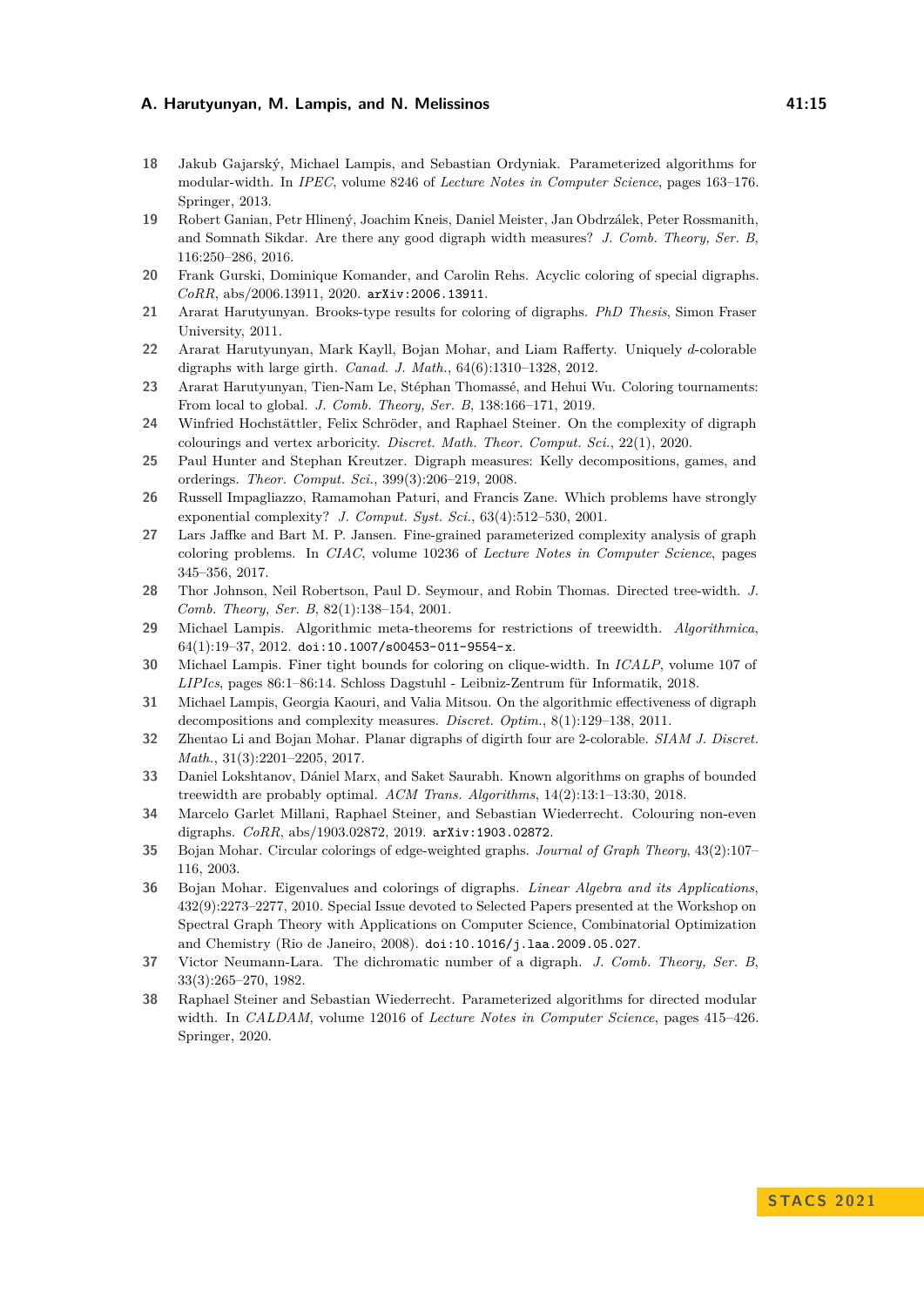18 Jakub Gajarský, Michael Lampis, and Sebastian Ordyniak. Parameterized algorithms for modular-width. In *IPEC*, volume 8246 of *Lecture Notes in Computer Science*, pages 163–176. Springer, 2013.

19 Robert Ganian, Petr Hliněný, Joachim Kneis, Daniel Meister, Jan Obdržálek, Peter Rossmanith, and Somnath Sikdar. Are there any good digraph width measures? *J. Comb. Theory, Ser. B*, 116:250–286, 2016.

20 Frank Gurski, Dominique Komander, and Carolin Rehs. Acyclic coloring of special digraphs. *CoRR*, abs/2006.13911, 2020. arXiv:2006.13911.

21 Ararat Harutyunyan. Brooks-type results for coloring of digraphs. *PhD Thesis*, Simon Fraser University, 2011.

22 Ararat Harutyunyan, Mark Kayll, Bojan Mohar, and Liam Rafferty. Uniquely $d$-colorable digraphs with large girth. *Canad. J. Math.*, 64(6):1310–1328, 2012.

23 Ararat Harutyunyan, Tien-Nam Le, Stéphan Thomassé, and Hehui Wu. Coloring tournaments: From local to global. *J. Comb. Theory, Ser. B*, 138:166–171, 2019.

24 Winfried Hochstättler, Felix Schröder, and Raphael Steiner. On the complexity of digraph colourings and vertex arboricity. *Discret. Math. Theor. Comput. Sci.*, 22(1), 2020.

25 Paul Hunter and Stephan Kreutzer. Digraph measures: Kelly decompositions, games, and orderings. *Theor. Comput. Sci.*, 399(3):206–219, 2008.

26 Russell Impagliazzo, Ramamohan Paturi, and Francis Zane. Which problems have strongly exponential complexity? *J. Comput. Syst. Sci.*, 63(4):512–530, 2001.

27 Lars Jaffke and Bart M. P. Jansen. Fine-grained parameterized complexity analysis of graph coloring problems. In *CIAC*, volume 10236 of *Lecture Notes in Computer Science*, pages 345–356, 2017.

28 Thor Johnson, Neil Robertson, Paul D. Seymour, and Robin Thomas. Directed tree-width. *J. Comb. Theory, Ser. B*, 82(1):138–154, 2001.

29 Michael Lampis. Algorithmic meta-theorems for restrictions of treewidth. *Algorithmica*, 64(1):19–37, 2012. doi:10.1007/s00453-011-9554-x.

30 Michael Lampis. Finer tight bounds for coloring on clique-width. In *ICALP*, volume 107 of *LIPIcs*, pages 86:1–86:14. Schloss Dagstuhl - Leibniz-Zentrum für Informatik, 2018.

31 Michael Lampis, Georgia Kaouri, and Valia Mitsou. On the algorithmic effectiveness of digraph decompositions and complexity measures. *Discret. Optim.*, 8(1):129–138, 2011.

32 Zhentao Li and Bojan Mohar. Planar digraphs of digirth four are 2-colorable. *SIAM J. Discret. Math.*, 31(3):2201–2205, 2017.

33 Daniel Lokshtanov, Dániel Marx, and Saket Saurabh. Known algorithms on graphs of bounded treewidth are probably optimal. *ACM Trans. Algorithms*, 14(2):13:1–13:30, 2018.

34 Marcelo Garlet Millani, Raphael Steiner, and Sebastian Wiederrecht. Colouring non-even digraphs. *CoRR*, abs/1903.02872, 2019. arXiv:1903.02872.

35 Bojan Mohar. Circular colorings of edge-weighted graphs. *Journal of Graph Theory*, 43(2):107–116, 2003.

36 Bojan Mohar. Eigenvalues and colorings of digraphs. *Linear Algebra and its Applications*, 432(9):2273–2277, 2010. Special Issue devoted to Selected Papers presented at the Workshop on Spectral Graph Theory with Applications on Computer Science, Combinatorial Optimization and Chemistry (Rio de Janeiro, 2008). doi:10.1016/j.laa.2009.05.027.

37 Victor Neumann-Lara. The dichromatic number of a digraph. *J. Comb. Theory, Ser. B*, 33(3):265–270, 1982.

38 Raphael Steiner and Sebastian Wiederrecht. Parameterized algorithms for directed modular width. In *CALDAM*, volume 12016 of *Lecture Notes in Computer Science*, pages 415–426. Springer, 2020.